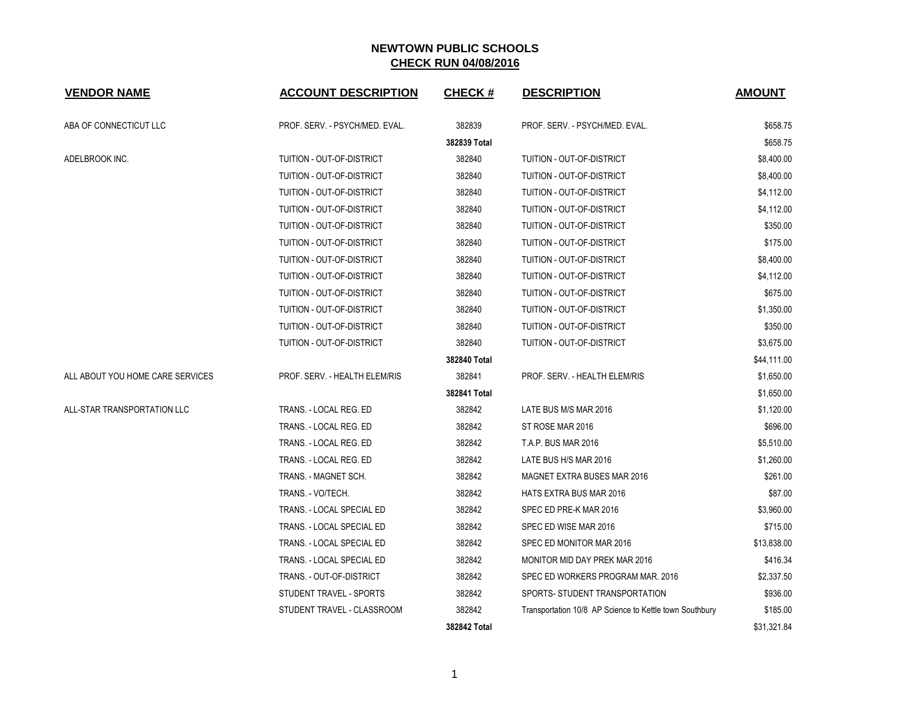# NEWTOWN PUBLIC SCHOOLS
## CHECK RUN 04/08/2016

| VENDOR NAME | ACCOUNT DESCRIPTION | CHECK # | DESCRIPTION | AMOUNT |
|---|---|---|---|---|
| ABA OF CONNECTICUT LLC | PROF. SERV. - PSYCH/MED. EVAL. | 382839 | PROF. SERV. - PSYCH/MED. EVAL. | $658.75 |
| | | **382839 Total** | | $658.75 |
| ADELBROOK INC. | TUITION - OUT-OF-DISTRICT | 382840 | TUITION - OUT-OF-DISTRICT | $8,400.00 |
| | TUITION - OUT-OF-DISTRICT | 382840 | TUITION - OUT-OF-DISTRICT | $8,400.00 |
| | TUITION - OUT-OF-DISTRICT | 382840 | TUITION - OUT-OF-DISTRICT | $4,112.00 |
| | TUITION - OUT-OF-DISTRICT | 382840 | TUITION - OUT-OF-DISTRICT | $4,112.00 |
| | TUITION - OUT-OF-DISTRICT | 382840 | TUITION - OUT-OF-DISTRICT | $350.00 |
| | TUITION - OUT-OF-DISTRICT | 382840 | TUITION - OUT-OF-DISTRICT | $175.00 |
| | TUITION - OUT-OF-DISTRICT | 382840 | TUITION - OUT-OF-DISTRICT | $8,400.00 |
| | TUITION - OUT-OF-DISTRICT | 382840 | TUITION - OUT-OF-DISTRICT | $4,112.00 |
| | TUITION - OUT-OF-DISTRICT | 382840 | TUITION - OUT-OF-DISTRICT | $675.00 |
| | TUITION - OUT-OF-DISTRICT | 382840 | TUITION - OUT-OF-DISTRICT | $1,350.00 |
| | TUITION - OUT-OF-DISTRICT | 382840 | TUITION - OUT-OF-DISTRICT | $350.00 |
| | TUITION - OUT-OF-DISTRICT | 382840 | TUITION - OUT-OF-DISTRICT | $3,675.00 |
| | | **382840 Total** | | $44,111.00 |
| ALL ABOUT YOU HOME CARE SERVICES | PROF. SERV. - HEALTH ELEM/RIS | 382841 | PROF. SERV. - HEALTH ELEM/RIS | $1,650.00 |
| | | **382841 Total** | | $1,650.00 |
| ALL-STAR TRANSPORTATION LLC | TRANS. - LOCAL REG. ED | 382842 | LATE BUS M/S MAR 2016 | $1,120.00 |
| | TRANS. - LOCAL REG. ED | 382842 | ST ROSE MAR 2016 | $696.00 |
| | TRANS. - LOCAL REG. ED | 382842 | T.A.P. BUS MAR 2016 | $5,510.00 |
| | TRANS. - LOCAL REG. ED | 382842 | LATE BUS H/S MAR 2016 | $1,260.00 |
| | TRANS. - MAGNET SCH. | 382842 | MAGNET EXTRA BUSES MAR 2016 | $261.00 |
| | TRANS. - VO/TECH. | 382842 | HATS EXTRA BUS MAR 2016 | $87.00 |
| | TRANS. - LOCAL SPECIAL ED | 382842 | SPEC ED PRE-K MAR 2016 | $3,960.00 |
| | TRANS. - LOCAL SPECIAL ED | 382842 | SPEC ED WISE MAR 2016 | $715.00 |
| | TRANS. - LOCAL SPECIAL ED | 382842 | SPEC ED MONITOR MAR 2016 | $13,838.00 |
| | TRANS. - LOCAL SPECIAL ED | 382842 | MONITOR MID DAY PREK MAR 2016 | $416.34 |
| | TRANS. - OUT-OF-DISTRICT | 382842 | SPEC ED WORKERS PROGRAM MAR. 2016 | $2,337.50 |
| | STUDENT TRAVEL - SPORTS | 382842 | SPORTS- STUDENT TRANSPORTATION | $936.00 |
| | STUDENT TRAVEL - CLASSROOM | 382842 | Transportation 10/8 AP Science to Kettle town Southbury | $185.00 |
| | | **382842 Total** | | $31,321.84 |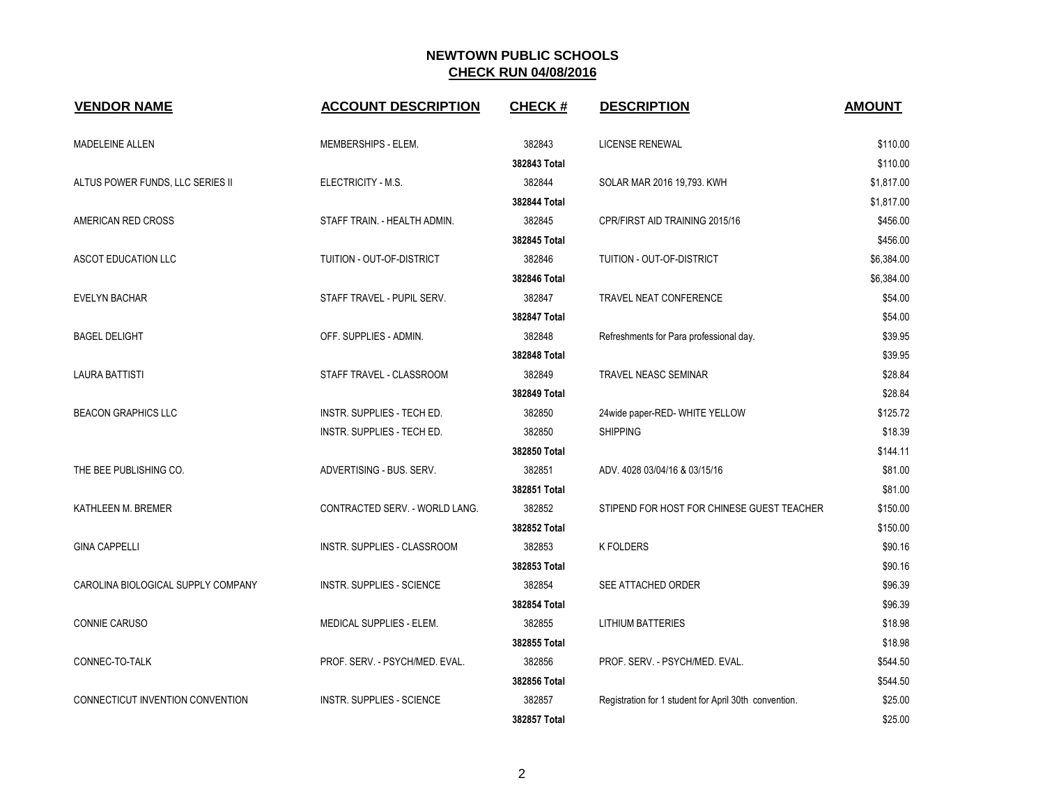## NEWTOWN PUBLIC SCHOOLS
## CHECK RUN 04/08/2016

| VENDOR NAME | ACCOUNT DESCRIPTION | CHECK # | DESCRIPTION | AMOUNT |
|---|---|---|---|---|
| MADELEINE ALLEN | MEMBERSHIPS - ELEM. | 382843 | LICENSE RENEWAL | $110.00 |
| | | **382843 Total** | | $110.00 |
| ALTUS POWER FUNDS, LLC SERIES II | ELECTRICITY - M.S. | 382844 | SOLAR MAR 2016 19,793. KWH | $1,817.00 |
| | | **382844 Total** | | $1,817.00 |
| AMERICAN RED CROSS | STAFF TRAIN. - HEALTH ADMIN. | 382845 | CPR/FIRST AID TRAINING 2015/16 | $456.00 |
| | | **382845 Total** | | $456.00 |
| ASCOT EDUCATION LLC | TUITION - OUT-OF-DISTRICT | 382846 | TUITION - OUT-OF-DISTRICT | $6,384.00 |
| | | **382846 Total** | | $6,384.00 |
| EVELYN BACHAR | STAFF TRAVEL - PUPIL SERV. | 382847 | TRAVEL NEAT CONFERENCE | $54.00 |
| | | **382847 Total** | | $54.00 |
| BAGEL DELIGHT | OFF. SUPPLIES - ADMIN. | 382848 | Refreshments for Para professional day. | $39.95 |
| | | **382848 Total** | | $39.95 |
| LAURA BATTISTI | STAFF TRAVEL - CLASSROOM | 382849 | TRAVEL NEASC SEMINAR | $28.84 |
| | | **382849 Total** | | $28.84 |
| BEACON GRAPHICS LLC | INSTR. SUPPLIES - TECH ED. | 382850 | 24wide paper-RED- WHITE YELLOW | $125.72 |
| | INSTR. SUPPLIES - TECH ED. | 382850 | SHIPPING | $18.39 |
| | | **382850 Total** | | $144.11 |
| THE BEE PUBLISHING CO. | ADVERTISING - BUS. SERV. | 382851 | ADV. 4028 03/04/16 & 03/15/16 | $81.00 |
| | | **382851 Total** | | $81.00 |
| KATHLEEN M. BREMER | CONTRACTED SERV. - WORLD LANG. | 382852 | STIPEND FOR HOST FOR CHINESE GUEST TEACHER | $150.00 |
| | | **382852 Total** | | $150.00 |
| GINA CAPPELLI | INSTR. SUPPLIES - CLASSROOM | 382853 | K FOLDERS | $90.16 |
| | | **382853 Total** | | $90.16 |
| CAROLINA BIOLOGICAL SUPPLY COMPANY | INSTR. SUPPLIES - SCIENCE | 382854 | SEE ATTACHED ORDER | $96.39 |
| | | **382854 Total** | | $96.39 |
| CONNIE CARUSO | MEDICAL SUPPLIES - ELEM. | 382855 | LITHIUM BATTERIES | $18.98 |
| | | **382855 Total** | | $18.98 |
| CONNEC-TO-TALK | PROF. SERV. - PSYCH/MED. EVAL. | 382856 | PROF. SERV. - PSYCH/MED. EVAL. | $544.50 |
| | | **382856 Total** | | $544.50 |
| CONNECTICUT INVENTION CONVENTION | INSTR. SUPPLIES - SCIENCE | 382857 | Registration for 1 student for April 30th convention. | $25.00 |
| | | **382857 Total** | | $25.00 |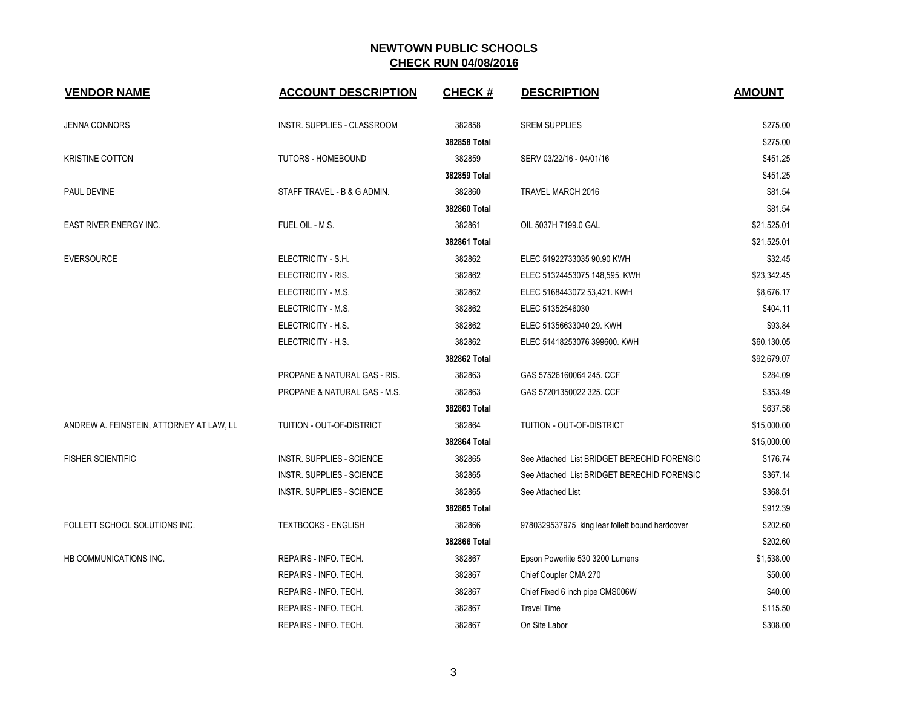# NEWTOWN PUBLIC SCHOOLS
## CHECK RUN 04/08/2016

| VENDOR NAME | ACCOUNT DESCRIPTION | CHECK # | DESCRIPTION | AMOUNT |
|---|---|---|---|---|
| JENNA CONNORS | INSTR. SUPPLIES - CLASSROOM | 382858 | SREM SUPPLIES | $275.00 |
| | | **382858 Total** | | $275.00 |
| KRISTINE COTTON | TUTORS - HOMEBOUND | 382859 | SERV 03/22/16 - 04/01/16 | $451.25 |
| | | **382859 Total** | | $451.25 |
| PAUL DEVINE | STAFF TRAVEL - B & G ADMIN. | 382860 | TRAVEL MARCH 2016 | $81.54 |
| | | **382860 Total** | | $81.54 |
| EAST RIVER ENERGY INC. | FUEL OIL - M.S. | 382861 | OIL 5037H 7199.0 GAL | $21,525.01 |
| | | **382861 Total** | | $21,525.01 |
| EVERSOURCE | ELECTRICITY - S.H. | 382862 | ELEC 51922733035 90.90 KWH | $32.45 |
| | ELECTRICITY - RIS. | 382862 | ELEC 51324453075 148,595. KWH | $23,342.45 |
| | ELECTRICITY - M.S. | 382862 | ELEC 5168443072 53,421. KWH | $8,676.17 |
| | ELECTRICITY - M.S. | 382862 | ELEC 51352546030 | $404.11 |
| | ELECTRICITY - H.S. | 382862 | ELEC 51356633040 29. KWH | $93.84 |
| | ELECTRICITY - H.S. | 382862 | ELEC 51418253076 399600. KWH | $60,130.05 |
| | | **382862 Total** | | $92,679.07 |
| | PROPANE & NATURAL GAS - RIS. | 382863 | GAS 57526160064 245. CCF | $284.09 |
| | PROPANE & NATURAL GAS - M.S. | 382863 | GAS 57201350022 325. CCF | $353.49 |
| | | **382863 Total** | | $637.58 |
| ANDREW A. FEINSTEIN, ATTORNEY AT LAW, LL | TUITION - OUT-OF-DISTRICT | 382864 | TUITION - OUT-OF-DISTRICT | $15,000.00 |
| | | **382864 Total** | | $15,000.00 |
| FISHER SCIENTIFIC | INSTR. SUPPLIES - SCIENCE | 382865 | See Attached List BRIDGET BERECHID FORENSIC | $176.74 |
| | INSTR. SUPPLIES - SCIENCE | 382865 | See Attached List BRIDGET BERECHID FORENSIC | $367.14 |
| | INSTR. SUPPLIES - SCIENCE | 382865 | See Attached List | $368.51 |
| | | **382865 Total** | | $912.39 |
| FOLLETT SCHOOL SOLUTIONS INC. | TEXTBOOKS - ENGLISH | 382866 | 9780329537975 king lear follett bound hardcover | $202.60 |
| | | **382866 Total** | | $202.60 |
| HB COMMUNICATIONS INC. | REPAIRS - INFO. TECH. | 382867 | Epson Powerlite 530 3200 Lumens | $1,538.00 |
| | REPAIRS - INFO. TECH. | 382867 | Chief Coupler CMA 270 | $50.00 |
| | REPAIRS - INFO. TECH. | 382867 | Chief Fixed 6 inch pipe CMS006W | $40.00 |
| | REPAIRS - INFO. TECH. | 382867 | Travel Time | $115.50 |
| | REPAIRS - INFO. TECH. | 382867 | On Site Labor | $308.00 |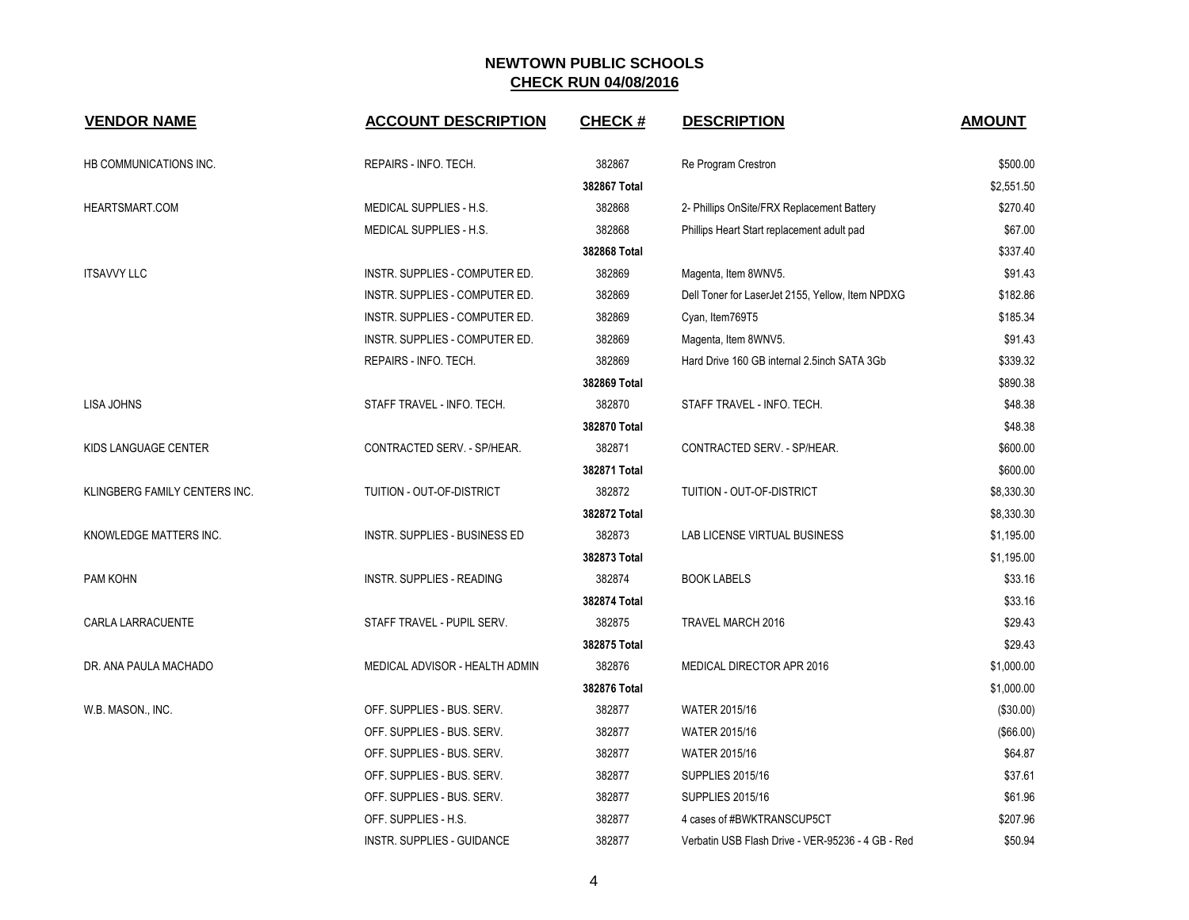# NEWTOWN PUBLIC SCHOOLS
## CHECK RUN 04/08/2016

| VENDOR NAME | ACCOUNT DESCRIPTION | CHECK # | DESCRIPTION | AMOUNT |
|---|---|---|---|---|
| HB COMMUNICATIONS INC. | REPAIRS - INFO. TECH. | 382867 | Re Program Crestron | $500.00 |
| | | **382867 Total** | | $2,551.50 |
| HEARTSMART.COM | MEDICAL SUPPLIES - H.S. | 382868 | 2- Phillips OnSite/FRX Replacement Battery | $270.40 |
| | MEDICAL SUPPLIES - H.S. | 382868 | Phillips Heart Start replacement adult pad | $67.00 |
| | | **382868 Total** | | $337.40 |
| ITSAVVY LLC | INSTR. SUPPLIES - COMPUTER ED. | 382869 | Magenta, Item 8WNV5. | $91.43 |
| | INSTR. SUPPLIES - COMPUTER ED. | 382869 | Dell Toner for LaserJet 2155, Yellow, Item NPDXG | $182.86 |
| | INSTR. SUPPLIES - COMPUTER ED. | 382869 | Cyan, Item769T5 | $185.34 |
| | INSTR. SUPPLIES - COMPUTER ED. | 382869 | Magenta, Item 8WNV5. | $91.43 |
| | REPAIRS - INFO. TECH. | 382869 | Hard Drive 160 GB internal 2.5inch SATA 3Gb | $339.32 |
| | | **382869 Total** | | $890.38 |
| LISA JOHNS | STAFF TRAVEL - INFO. TECH. | 382870 | STAFF TRAVEL - INFO. TECH. | $48.38 |
| | | **382870 Total** | | $48.38 |
| KIDS LANGUAGE CENTER | CONTRACTED SERV. - SP/HEAR. | 382871 | CONTRACTED SERV. - SP/HEAR. | $600.00 |
| | | **382871 Total** | | $600.00 |
| KLINGBERG FAMILY CENTERS INC. | TUITION - OUT-OF-DISTRICT | 382872 | TUITION - OUT-OF-DISTRICT | $8,330.30 |
| | | **382872 Total** | | $8,330.30 |
| KNOWLEDGE MATTERS INC. | INSTR. SUPPLIES - BUSINESS ED | 382873 | LAB LICENSE VIRTUAL BUSINESS | $1,195.00 |
| | | **382873 Total** | | $1,195.00 |
| PAM KOHN | INSTR. SUPPLIES - READING | 382874 | BOOK LABELS | $33.16 |
| | | **382874 Total** | | $33.16 |
| CARLA LARRACUENTE | STAFF TRAVEL - PUPIL SERV. | 382875 | TRAVEL MARCH 2016 | $29.43 |
| | | **382875 Total** | | $29.43 |
| DR. ANA PAULA MACHADO | MEDICAL ADVISOR - HEALTH ADMIN | 382876 | MEDICAL DIRECTOR APR 2016 | $1,000.00 |
| | | **382876 Total** | | $1,000.00 |
| W.B. MASON., INC. | OFF. SUPPLIES - BUS. SERV. | 382877 | WATER 2015/16 | ($30.00) |
| | OFF. SUPPLIES - BUS. SERV. | 382877 | WATER 2015/16 | ($66.00) |
| | OFF. SUPPLIES - BUS. SERV. | 382877 | WATER 2015/16 | $64.87 |
| | OFF. SUPPLIES - BUS. SERV. | 382877 | SUPPLIES 2015/16 | $37.61 |
| | OFF. SUPPLIES - BUS. SERV. | 382877 | SUPPLIES 2015/16 | $61.96 |
| | OFF. SUPPLIES - H.S. | 382877 | 4 cases of #BWKTRANSCUP5CT | $207.96 |
| | INSTR. SUPPLIES - GUIDANCE | 382877 | Verbatin USB Flash Drive - VER-95236 - 4 GB - Red | $50.94 |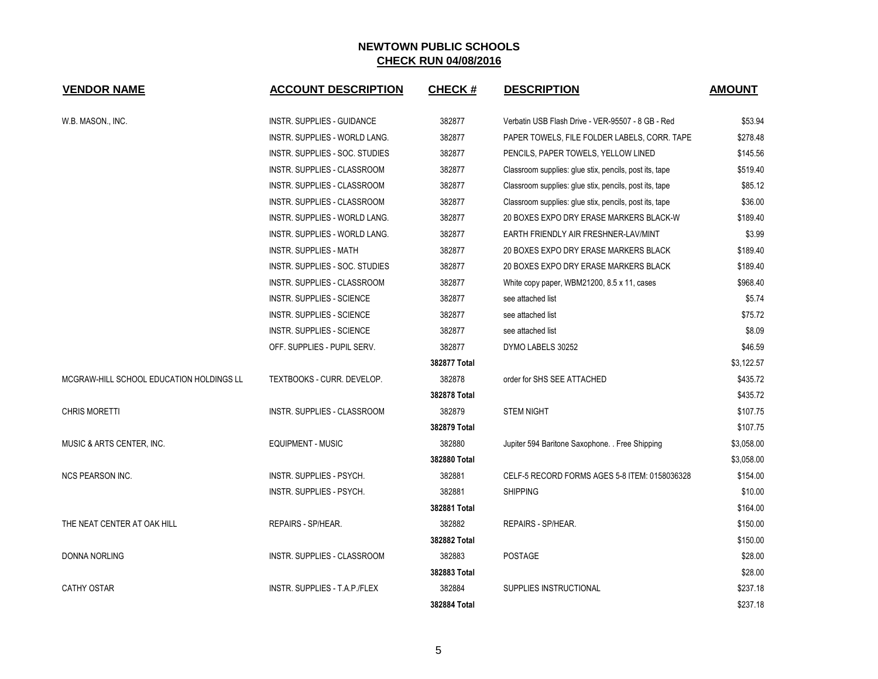# NEWTOWN PUBLIC SCHOOLS
## CHECK RUN 04/08/2016

| VENDOR NAME | ACCOUNT DESCRIPTION | CHECK # | DESCRIPTION | AMOUNT |
|---|---|---|---|---|
| W.B. MASON., INC. | INSTR. SUPPLIES - GUIDANCE | 382877 | Verbatin USB Flash Drive - VER-95507 - 8 GB - Red | $53.94 |
| | INSTR. SUPPLIES - WORLD LANG. | 382877 | PAPER TOWELS, FILE FOLDER LABELS, CORR. TAPE | $278.48 |
| | INSTR. SUPPLIES - SOC. STUDIES | 382877 | PENCILS, PAPER TOWELS, YELLOW LINED | $145.56 |
| | INSTR. SUPPLIES - CLASSROOM | 382877 | Classroom supplies: glue stix, pencils, post its, tape | $519.40 |
| | INSTR. SUPPLIES - CLASSROOM | 382877 | Classroom supplies: glue stix, pencils, post its, tape | $85.12 |
| | INSTR. SUPPLIES - CLASSROOM | 382877 | Classroom supplies: glue stix, pencils, post its, tape | $36.00 |
| | INSTR. SUPPLIES - WORLD LANG. | 382877 | 20 BOXES EXPO DRY ERASE MARKERS BLACK-W | $189.40 |
| | INSTR. SUPPLIES - WORLD LANG. | 382877 | EARTH FRIENDLY AIR FRESHNER-LAV/MINT | $3.99 |
| | INSTR. SUPPLIES - MATH | 382877 | 20 BOXES EXPO DRY ERASE MARKERS BLACK | $189.40 |
| | INSTR. SUPPLIES - SOC. STUDIES | 382877 | 20 BOXES EXPO DRY ERASE MARKERS BLACK | $189.40 |
| | INSTR. SUPPLIES - CLASSROOM | 382877 | White copy paper, WBM21200, 8.5 x 11, cases | $968.40 |
| | INSTR. SUPPLIES - SCIENCE | 382877 | see attached list | $5.74 |
| | INSTR. SUPPLIES - SCIENCE | 382877 | see attached list | $75.72 |
| | INSTR. SUPPLIES - SCIENCE | 382877 | see attached list | $8.09 |
| | OFF. SUPPLIES - PUPIL SERV. | 382877 | DYMO LABELS 30252 | $46.59 |
| | | **382877 Total** | | $3,122.57 |
| MCGRAW-HILL SCHOOL EDUCATION HOLDINGS LL | TEXTBOOKS - CURR. DEVELOP. | 382878 | order for SHS SEE ATTACHED | $435.72 |
| | | **382878 Total** | | $435.72 |
| CHRIS MORETTI | INSTR. SUPPLIES - CLASSROOM | 382879 | STEM NIGHT | $107.75 |
| | | **382879 Total** | | $107.75 |
| MUSIC & ARTS CENTER, INC. | EQUIPMENT - MUSIC | 382880 | Jupiter 594 Baritone Saxophone. . Free Shipping | $3,058.00 |
| | | **382880 Total** | | $3,058.00 |
| NCS PEARSON INC. | INSTR. SUPPLIES - PSYCH. | 382881 | CELF-5 RECORD FORMS AGES 5-8 ITEM: 0158036328 | $154.00 |
| | INSTR. SUPPLIES - PSYCH. | 382881 | SHIPPING | $10.00 |
| | | **382881 Total** | | $164.00 |
| THE NEAT CENTER AT OAK HILL | REPAIRS - SP/HEAR. | 382882 | REPAIRS - SP/HEAR. | $150.00 |
| | | **382882 Total** | | $150.00 |
| DONNA NORLING | INSTR. SUPPLIES - CLASSROOM | 382883 | POSTAGE | $28.00 |
| | | **382883 Total** | | $28.00 |
| CATHY OSTAR | INSTR. SUPPLIES - T.A.P./FLEX | 382884 | SUPPLIES INSTRUCTIONAL | $237.18 |
| | | **382884 Total** | | $237.18 |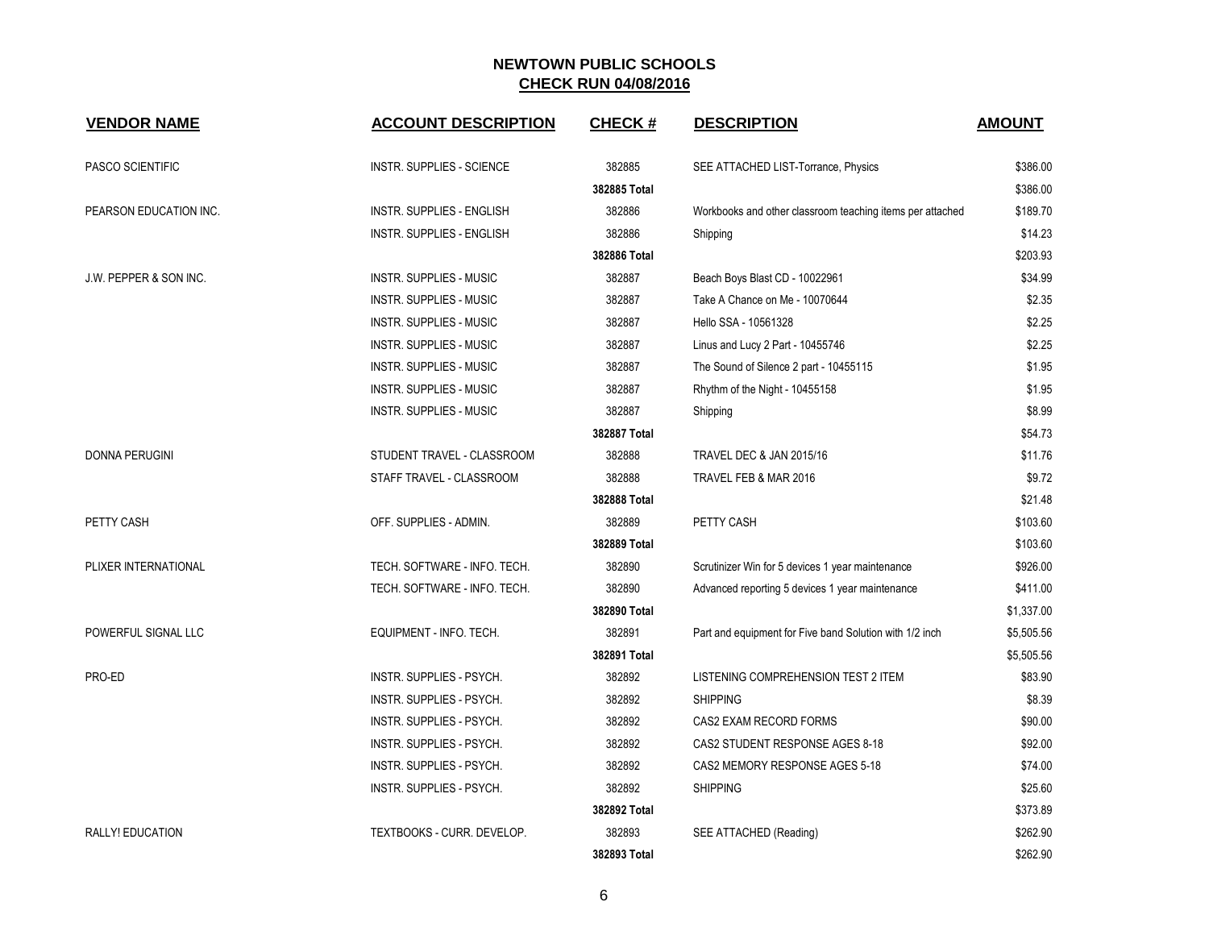# NEWTOWN PUBLIC SCHOOLS

## CHECK RUN 04/08/2016

| VENDOR NAME | ACCOUNT DESCRIPTION | CHECK # | DESCRIPTION | AMOUNT |
|---|---|---|---|---|
| PASCO SCIENTIFIC | INSTR. SUPPLIES - SCIENCE | 382885 | SEE ATTACHED LIST-Torrance, Physics | $386.00 |
| | | **382885 Total** | | $386.00 |
| PEARSON EDUCATION INC. | INSTR. SUPPLIES - ENGLISH | 382886 | Workbooks and other classroom teaching items per attached | $189.70 |
| | INSTR. SUPPLIES - ENGLISH | 382886 | Shipping | $14.23 |
| | | **382886 Total** | | $203.93 |
| J.W. PEPPER & SON INC. | INSTR. SUPPLIES - MUSIC | 382887 | Beach Boys Blast CD - 10022961 | $34.99 |
| | INSTR. SUPPLIES - MUSIC | 382887 | Take A Chance on Me - 10070644 | $2.35 |
| | INSTR. SUPPLIES - MUSIC | 382887 | Hello SSA - 10561328 | $2.25 |
| | INSTR. SUPPLIES - MUSIC | 382887 | Linus and Lucy 2 Part - 10455746 | $2.25 |
| | INSTR. SUPPLIES - MUSIC | 382887 | The Sound of Silence 2 part - 10455115 | $1.95 |
| | INSTR. SUPPLIES - MUSIC | 382887 | Rhythm of the Night - 10455158 | $1.95 |
| | INSTR. SUPPLIES - MUSIC | 382887 | Shipping | $8.99 |
| | | **382887 Total** | | $54.73 |
| DONNA PERUGINI | STUDENT TRAVEL - CLASSROOM | 382888 | TRAVEL DEC & JAN 2015/16 | $11.76 |
| | STAFF TRAVEL - CLASSROOM | 382888 | TRAVEL FEB & MAR 2016 | $9.72 |
| | | **382888 Total** | | $21.48 |
| PETTY CASH | OFF. SUPPLIES - ADMIN. | 382889 | PETTY CASH | $103.60 |
| | | **382889 Total** | | $103.60 |
| PLIXER INTERNATIONAL | TECH. SOFTWARE - INFO. TECH. | 382890 | Scrutinizer Win for 5 devices 1 year maintenance | $926.00 |
| | TECH. SOFTWARE - INFO. TECH. | 382890 | Advanced reporting 5 devices 1 year maintenance | $411.00 |
| | | **382890 Total** | | $1,337.00 |
| POWERFUL SIGNAL LLC | EQUIPMENT - INFO. TECH. | 382891 | Part and equipment for Five band Solution with 1/2 inch | $5,505.56 |
| | | **382891 Total** | | $5,505.56 |
| PRO-ED | INSTR. SUPPLIES - PSYCH. | 382892 | LISTENING COMPREHENSION TEST 2 ITEM | $83.90 |
| | INSTR. SUPPLIES - PSYCH. | 382892 | SHIPPING | $8.39 |
| | INSTR. SUPPLIES - PSYCH. | 382892 | CAS2 EXAM RECORD FORMS | $90.00 |
| | INSTR. SUPPLIES - PSYCH. | 382892 | CAS2 STUDENT RESPONSE AGES 8-18 | $92.00 |
| | INSTR. SUPPLIES - PSYCH. | 382892 | CAS2 MEMORY RESPONSE AGES 5-18 | $74.00 |
| | INSTR. SUPPLIES - PSYCH. | 382892 | SHIPPING | $25.60 |
| | | **382892 Total** | | $373.89 |
| RALLY! EDUCATION | TEXTBOOKS - CURR. DEVELOP. | 382893 | SEE ATTACHED (Reading) | $262.90 |
| | | **382893 Total** | | $262.90 |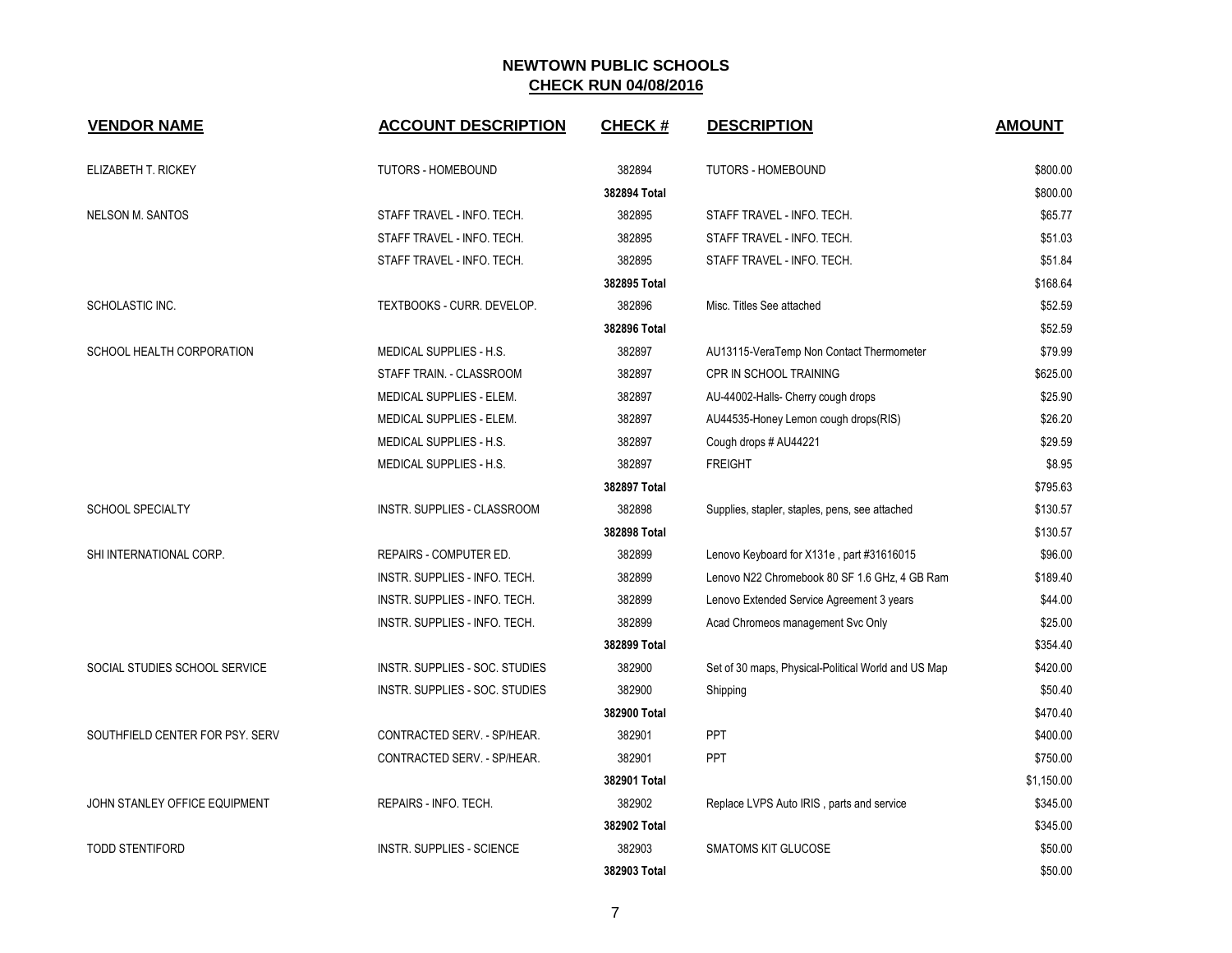## NEWTOWN PUBLIC SCHOOLS
## CHECK RUN 04/08/2016

| VENDOR NAME | ACCOUNT DESCRIPTION | CHECK # | DESCRIPTION | AMOUNT |
|---|---|---|---|---|
| ELIZABETH T. RICKEY | TUTORS - HOMEBOUND | 382894 | TUTORS - HOMEBOUND | $800.00 |
| | | 382894 Total | | $800.00 |
| NELSON M. SANTOS | STAFF TRAVEL - INFO. TECH. | 382895 | STAFF TRAVEL - INFO. TECH. | $65.77 |
| | STAFF TRAVEL - INFO. TECH. | 382895 | STAFF TRAVEL - INFO. TECH. | $51.03 |
| | STAFF TRAVEL - INFO. TECH. | 382895 | STAFF TRAVEL - INFO. TECH. | $51.84 |
| | | 382895 Total | | $168.64 |
| SCHOLASTIC INC. | TEXTBOOKS - CURR. DEVELOP. | 382896 | Misc. Titles See attached | $52.59 |
| | | 382896 Total | | $52.59 |
| SCHOOL HEALTH CORPORATION | MEDICAL SUPPLIES - H.S. | 382897 | AU13115-VeraTemp Non Contact Thermometer | $79.99 |
| | STAFF TRAIN. - CLASSROOM | 382897 | CPR IN SCHOOL TRAINING | $625.00 |
| | MEDICAL SUPPLIES - ELEM. | 382897 | AU-44002-Halls- Cherry cough drops | $25.90 |
| | MEDICAL SUPPLIES - ELEM. | 382897 | AU44535-Honey Lemon cough drops(RIS) | $26.20 |
| | MEDICAL SUPPLIES - H.S. | 382897 | Cough drops # AU44221 | $29.59 |
| | MEDICAL SUPPLIES - H.S. | 382897 | FREIGHT | $8.95 |
| | | 382897 Total | | $795.63 |
| SCHOOL SPECIALTY | INSTR. SUPPLIES - CLASSROOM | 382898 | Supplies, stapler, staples, pens, see attached | $130.57 |
| | | 382898 Total | | $130.57 |
| SHI INTERNATIONAL CORP. | REPAIRS - COMPUTER ED. | 382899 | Lenovo Keyboard for X131e , part #31616015 | $96.00 |
| | INSTR. SUPPLIES - INFO. TECH. | 382899 | Lenovo N22 Chromebook 80 SF 1.6 GHz, 4 GB Ram | $189.40 |
| | INSTR. SUPPLIES - INFO. TECH. | 382899 | Lenovo Extended Service Agreement 3 years | $44.00 |
| | INSTR. SUPPLIES - INFO. TECH. | 382899 | Acad Chromeos management Svc Only | $25.00 |
| | | 382899 Total | | $354.40 |
| SOCIAL STUDIES SCHOOL SERVICE | INSTR. SUPPLIES - SOC. STUDIES | 382900 | Set of 30 maps, Physical-Political World and US Map | $420.00 |
| | INSTR. SUPPLIES - SOC. STUDIES | 382900 | Shipping | $50.40 |
| | | 382900 Total | | $470.40 |
| SOUTHFIELD CENTER FOR PSY. SERV | CONTRACTED SERV. - SP/HEAR. | 382901 | PPT | $400.00 |
| | CONTRACTED SERV. - SP/HEAR. | 382901 | PPT | $750.00 |
| | | 382901 Total | | $1,150.00 |
| JOHN STANLEY OFFICE EQUIPMENT | REPAIRS - INFO. TECH. | 382902 | Replace LVPS Auto IRIS , parts and service | $345.00 |
| | | 382902 Total | | $345.00 |
| TODD STENTIFORD | INSTR. SUPPLIES - SCIENCE | 382903 | SMATOMS KIT GLUCOSE | $50.00 |
| | | 382903 Total | | $50.00 |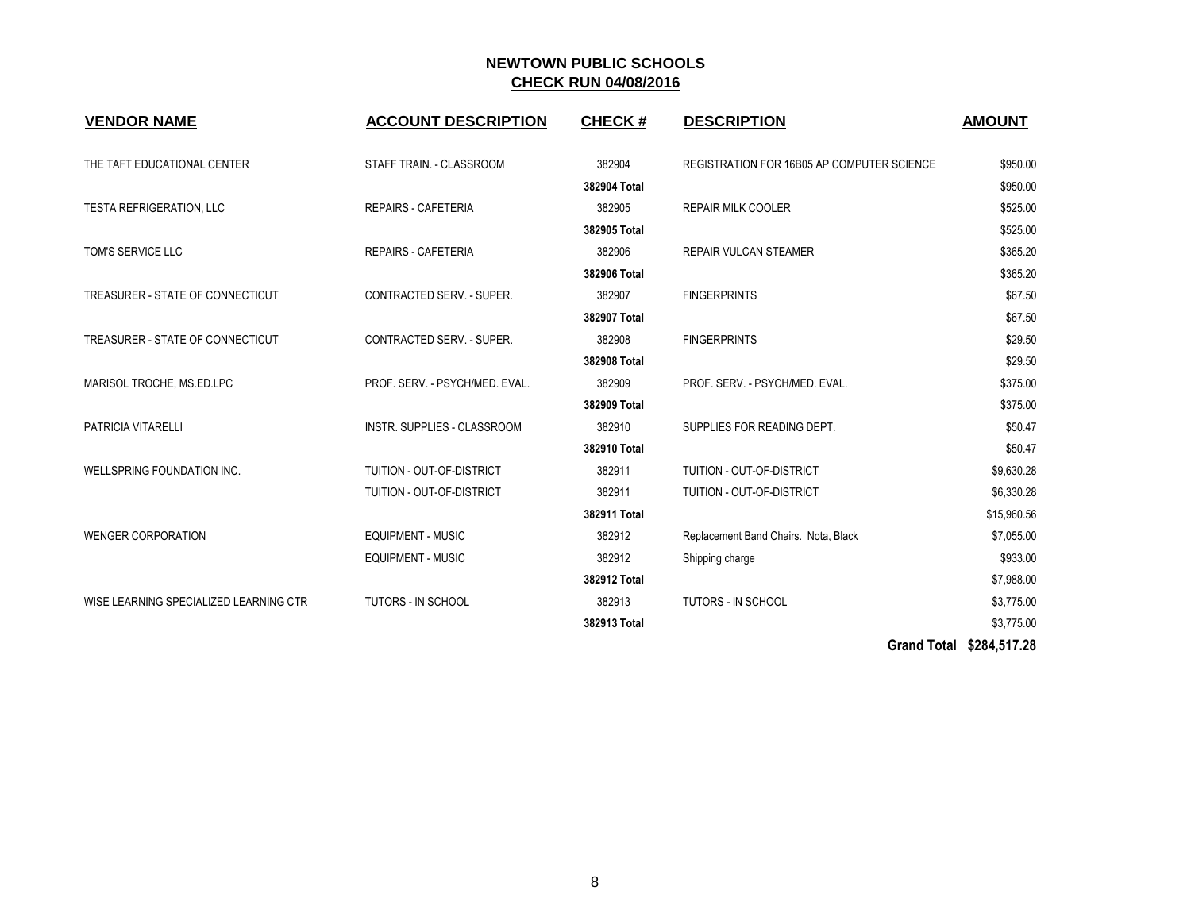## NEWTOWN PUBLIC SCHOOLS
## CHECK RUN 04/08/2016

| VENDOR NAME | ACCOUNT DESCRIPTION | CHECK # | DESCRIPTION | AMOUNT |
|---|---|---|---|---|
| THE TAFT EDUCATIONAL CENTER | STAFF TRAIN. - CLASSROOM | 382904 | REGISTRATION FOR 16B05 AP COMPUTER SCIENCE | $950.00 |
| | | **382904 Total** | | $950.00 |
| TESTA REFRIGERATION, LLC | REPAIRS - CAFETERIA | 382905 | REPAIR MILK COOLER | $525.00 |
| | | **382905 Total** | | $525.00 |
| TOM'S SERVICE LLC | REPAIRS - CAFETERIA | 382906 | REPAIR VULCAN STEAMER | $365.20 |
| | | **382906 Total** | | $365.20 |
| TREASURER - STATE OF CONNECTICUT | CONTRACTED SERV. - SUPER. | 382907 | FINGERPRINTS | $67.50 |
| | | **382907 Total** | | $67.50 |
| TREASURER - STATE OF CONNECTICUT | CONTRACTED SERV. - SUPER. | 382908 | FINGERPRINTS | $29.50 |
| | | **382908 Total** | | $29.50 |
| MARISOL TROCHE, MS.ED.LPC | PROF. SERV. - PSYCH/MED. EVAL. | 382909 | PROF. SERV. - PSYCH/MED. EVAL. | $375.00 |
| | | **382909 Total** | | $375.00 |
| PATRICIA VITARELLI | INSTR. SUPPLIES - CLASSROOM | 382910 | SUPPLIES FOR READING DEPT. | $50.47 |
| | | **382910 Total** | | $50.47 |
| WELLSPRING FOUNDATION INC. | TUITION - OUT-OF-DISTRICT | 382911 | TUITION - OUT-OF-DISTRICT | $9,630.28 |
| | TUITION - OUT-OF-DISTRICT | 382911 | TUITION - OUT-OF-DISTRICT | $6,330.28 |
| | | **382911 Total** | | $15,960.56 |
| WENGER CORPORATION | EQUIPMENT - MUSIC | 382912 | Replacement Band Chairs. Nota, Black | $7,055.00 |
| | EQUIPMENT - MUSIC | 382912 | Shipping charge | $933.00 |
| | | **382912 Total** | | $7,988.00 |
| WISE LEARNING SPECIALIZED LEARNING CTR | TUTORS - IN SCHOOL | 382913 | TUTORS - IN SCHOOL | $3,775.00 |
| | | **382913 Total** | | $3,775.00 |
| | | | **Grand Total** | **$284,517.28** |